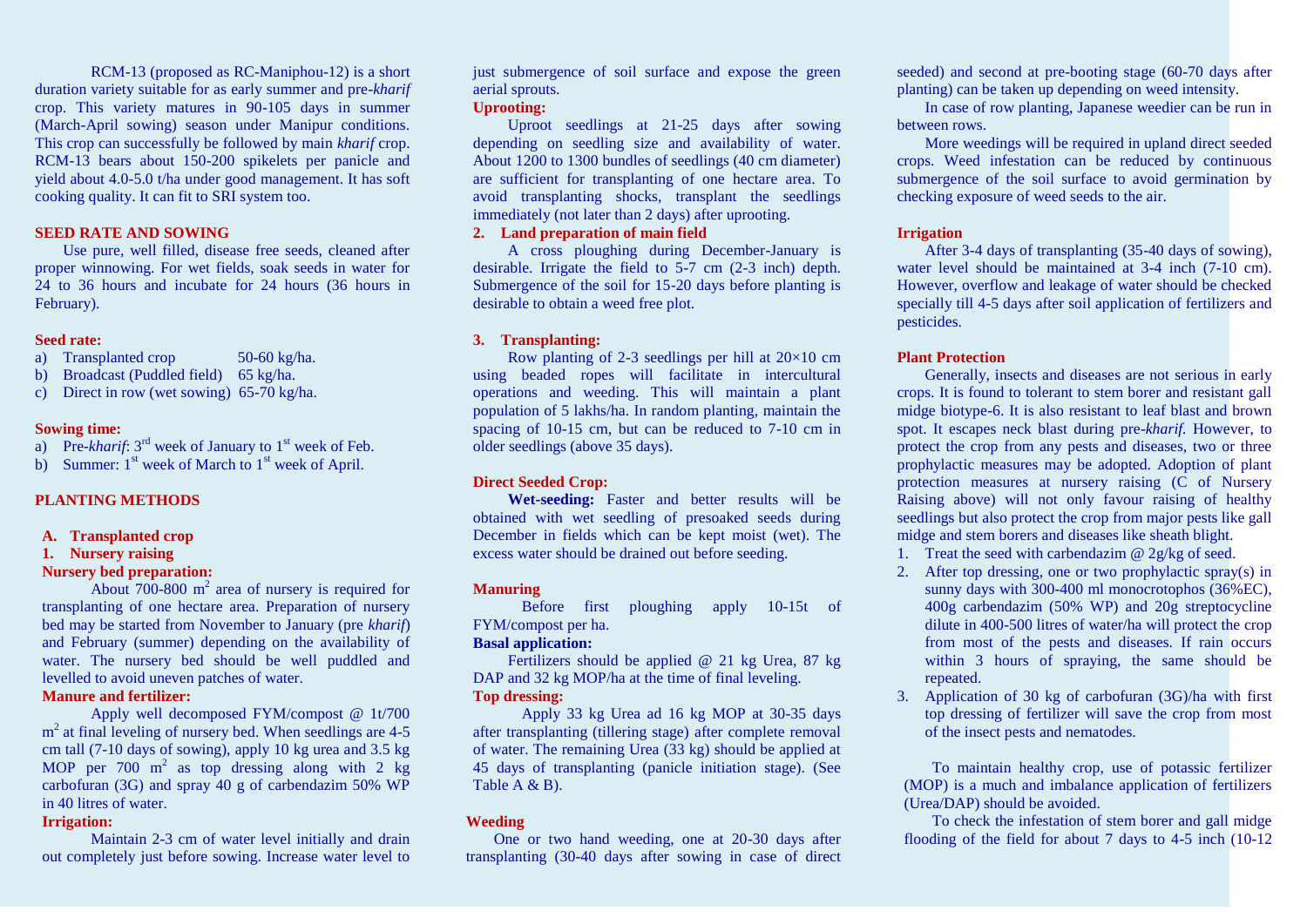RCM-13 (proposed as RC-Maniphou-12) is a short duration variety suitable for as early summer and pre-*kharif* crop. This variety matures in 90-105 days in summer (March-April sowing) season under Manipur conditions. This crop can successfully be followed by main *kharif* crop. RCM-13 bears about 150-200 spikelets per panicle and yield about 4.0-5.0 t/ha under good management. It has soft cooking quality. It can fit to SRI system too.

## SEED RATE AND SOWING

Use pure, well filled, disease free seeds, cleaned after proper winnowing. For wet fields, soak seeds in water for 24 to 36 hours and incubate for 24 hours (36 hours in February).

### Seed rate:

a) Transplanted crop 50-60 kg/ha.
b) Broadcast (Puddled field) 65 kg/ha.
c) Direct in row (wet sowing) 65-70 kg/ha.

### Sowing time:

a) Pre-*kharif*: 3rd week of January to 1st week of Feb.
b) Summer: 1st week of March to 1st week of April.

## PLANTING METHODS

### A. Transplanted crop

#### 1. Nursery raising

**Nursery bed preparation:**

About 700-800 $m^2$ area of nursery is required for transplanting of one hectare area. Preparation of nursery bed may be started from November to January (pre *kharif*) and February (summer) depending on the availability of water. The nursery bed should be well puddled and levelled to avoid uneven patches of water.

**Manure and fertilizer:**

Apply well decomposed FYM/compost @ 1t/700 $m^2$ at final leveling of nursery bed. When seedlings are 4-5 cm tall (7-10 days of sowing), apply 10 kg urea and 3.5 kg MOP per 700 $m^2$ as top dressing along with 2 kg carbofuran (3G) and spray 40 g of carbendazim 50% WP in 40 litres of water.

**Irrigation:**

Maintain 2-3 cm of water level initially and drain out completely just before sowing. Increase water level to just submergence of soil surface and expose the green aerial sprouts.

**Uprooting:**

Uproot seedlings at 21-25 days after sowing depending on seedling size and availability of water. About 1200 to 1300 bundles of seedlings (40 cm diameter) are sufficient for transplanting of one hectare area. To avoid transplanting shocks, transplant the seedlings immediately (not later than 2 days) after uprooting.

#### 2. Land preparation of main field

A cross ploughing during December-January is desirable. Irrigate the field to 5-7 cm (2-3 inch) depth. Submergence of the soil for 15-20 days before planting is desirable to obtain a weed free plot.

#### 3. Transplanting:

Row planting of 2-3 seedlings per hill at 20×10 cm using beaded ropes will facilitate in intercultural operations and weeding. This will maintain a plant population of 5 lakhs/ha. In random planting, maintain the spacing of 10-15 cm, but can be reduced to 7-10 cm in older seedlings (above 35 days).

### Direct Seeded Crop:

**Wet-seeding:** Faster and better results will be obtained with wet seedling of presoaked seeds during December in fields which can be kept moist (wet). The excess water should be drained out before seeding.

### Manuring

Before first ploughing apply 10-15t of FYM/compost per ha.

**Basal application:**

Fertilizers should be applied @ 21 kg Urea, 87 kg DAP and 32 kg MOP/ha at the time of final leveling.

**Top dressing:**

Apply 33 kg Urea ad 16 kg MOP at 30-35 days after transplanting (tillering stage) after complete removal of water. The remaining Urea (33 kg) should be applied at 45 days of transplanting (panicle initiation stage). (See Table A & B).

### Weeding

One or two hand weeding, one at 20-30 days after transplanting (30-40 days after sowing in case of direct seeded) and second at pre-booting stage (60-70 days after planting) can be taken up depending on weed intensity.

In case of row planting, Japanese weedier can be run in between rows.

More weedings will be required in upland direct seeded crops. Weed infestation can be reduced by continuous submergence of the soil surface to avoid germination by checking exposure of weed seeds to the air.

### Irrigation

After 3-4 days of transplanting (35-40 days of sowing), water level should be maintained at 3-4 inch (7-10 cm). However, overflow and leakage of water should be checked specially till 4-5 days after soil application of fertilizers and pesticides.

### Plant Protection

Generally, insects and diseases are not serious in early crops. It is found to tolerant to stem borer and resistant gall midge biotype-6. It is also resistant to leaf blast and brown spot. It escapes neck blast during pre-*kharif*. However, to protect the crop from any pests and diseases, two or three prophylactic measures may be adopted. Adoption of plant protection measures at nursery raising (C of Nursery Raising above) will not only favour raising of healthy seedlings but also protect the crop from major pests like gall midge and stem borers and diseases like sheath blight.

1. Treat the seed with carbendazim @ 2g/kg of seed.
2. After top dressing, one or two prophylactic spray(s) in sunny days with 300-400 ml monocrotophos (36%EC), 400g carbendazim (50% WP) and 20g streptocycline dilute in 400-500 litres of water/ha will protect the crop from most of the pests and diseases. If rain occurs within 3 hours of spraying, the same should be repeated.
3. Application of 30 kg of carbofuran (3G)/ha with first top dressing of fertilizer will save the crop from most of the insect pests and nematodes.

To maintain healthy crop, use of potassic fertilizer (MOP) is a much and imbalance application of fertilizers (Urea/DAP) should be avoided.

To check the infestation of stem borer and gall midge flooding of the field for about 7 days to 4-5 inch (10-12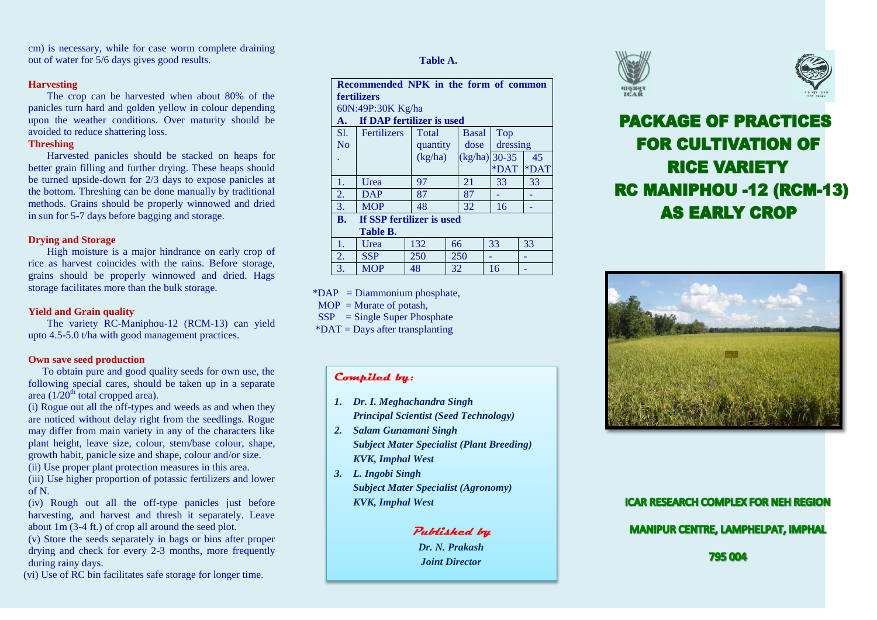cm) is necessary, while for case worm complete draining out of water for 5/6 days gives good results.

### Harvesting

The crop can be harvested when about 80% of the panicles turn hard and golden yellow in colour depending upon the weather conditions. Over maturity should be avoided to reduce shattering loss.

### Threshing

Harvested panicles should be stacked on heaps for better grain filling and further drying. These heaps should be turned upside-down for 2/3 days to expose panicles at the bottom. Threshing can be done manually by traditional methods. Grains should be properly winnowed and dried in sun for 5-7 days before bagging and storage.

### Drying and Storage

High moisture is a major hindrance on early crop of rice as harvest coincides with the rains. Before storage, grains should be properly winnowed and dried. Hags storage facilitates more than the bulk storage.

### Yield and Grain quality

The variety RC-Maniphou-12 (RCM-13) can yield upto 4.5-5.0 t/ha with good management practices.

### Own save seed production

To obtain pure and good quality seeds for own use, the following special cares, should be taken up in a separate area (1/20th total cropped area).

(i) Rogue out all the off-types and weeds as and when they are noticed without delay right from the seedlings. Rogue may differ from main variety in any of the characters like plant height, leave size, colour, stem/base colour, shape, growth habit, panicle size and shape, colour and/or size.

(ii) Use proper plant protection measures in this area.

(iii) Use higher proportion of potassic fertilizers and lower of N.

(iv) Rough out all the off-type panicles just before harvesting, and harvest and thresh it separately. Leave about 1m (3-4 ft.) of crop all around the seed plot.

(v) Store the seeds separately in bags or bins after proper drying and check for every 2-3 months, more frequently during rainy days.

(vi) Use of RC bin facilitates safe storage for longer time.

**Table A.**

**Recommended NPK in the form of common fertilizers**
60N:49P:30K Kg/ha

| Sl. No. | Fertilizers | Total quantity (kg/ha) | Basal dose (kg/ha) | Top dressing 30-35 *DAT | Top dressing 45 *DAT |
|---|---|---|---|---|---|
| **A.** | **If DAP fertilizer is used** | | | | |
| 1. | Urea | 97 | 21 | 33 | 33 |
| 2. | DAP | 87 | 87 | - | - |
| 3. | MOP | 48 | 32 | 16 | - |
| **B.** | **If SSP fertilizer is used** **Table B.** | | | | |
| 1. | Urea | 132 | 66 | 33 | 33 |
| 2. | SSP | 250 | 250 | - | - |
| 3. | MOP | 48 | 32 | 16 | - |

*DAP = Diammonium phosphate,
MOP = Murate of potash,
SSP = Single Super Phosphate
*DAT = Days after transplanting

**Compiled by:**

1. ***Dr. I. Meghachandra Singh***
   *Principal Scientist (Seed Technology)*
2. ***Salam Gunamani Singh***
   *Subject Mater Specialist (Plant Breeding)*
   *KVK, Imphal West*
3. ***L. Ingobi Singh***
   *Subject Mater Specialist (Agronomy)*
   *KVK, Imphal West*

**Published by**

***Dr. N. Prakash***
***Joint Director***

# PACKAGE OF PRACTICES FOR CULTIVATION OF RICE VARIETY RC MANIPHOU -12 (RCM-13) AS EARLY CROP

**ICAR RESEARCH COMPLEX FOR NEH REGION**

**MANIPUR CENTRE, LAMPHELPAT, IMPHAL**

**795 004**